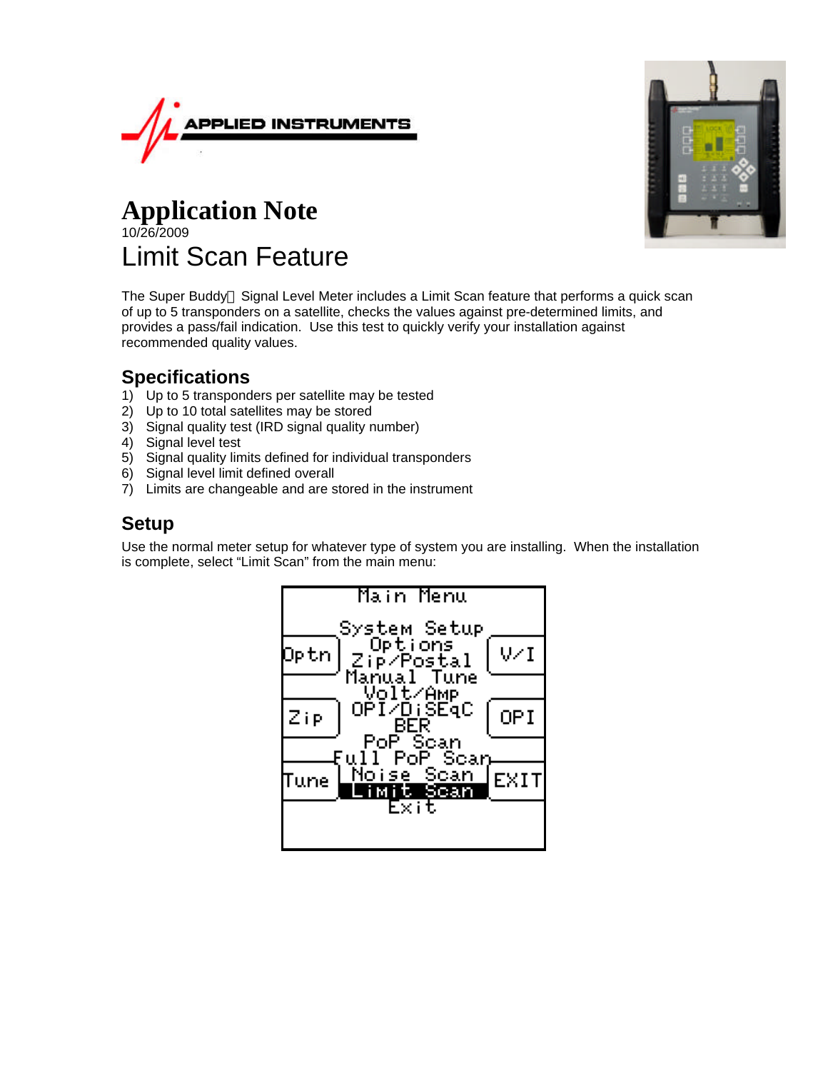APPLIED INSTRUMENTS

# Application Note

10/26/2009

# Limit Scan Feature

The Super Buddy Signal Level Meter includes a Limit Scan feature that performs a quick scan of up to 5 transponders on a satellite, checks the values against pre-determined limits, and provides a pass/fail indication. Use this test to quickly verify your installation against recommended quality values.

## Specifications

1) Up to 5 transponders per satellite may be tested
2) Up to 10 total satellites may be stored
3) Signal quality test (IRD signal quality number)
4) Signal level test
5) Signal quality limits defined for individual transponders
6) Signal level limit defined overall
7) Limits are changeable and are stored in the instrument

## Setup

Use the normal meter setup for whatever type of system you are installing. When the installation is complete, select "Limit Scan" from the main menu:

```
Main Menu

System Setup
Options
Zip/Postal
Manual Tune
Volt/Amp
OPI/DiSEqC
BER
PoP Scan
Full PoP Scan
Noise Scan
Limit Scan
Exit

Optn   V/I
Zip    OPI
Tune   EXIT
```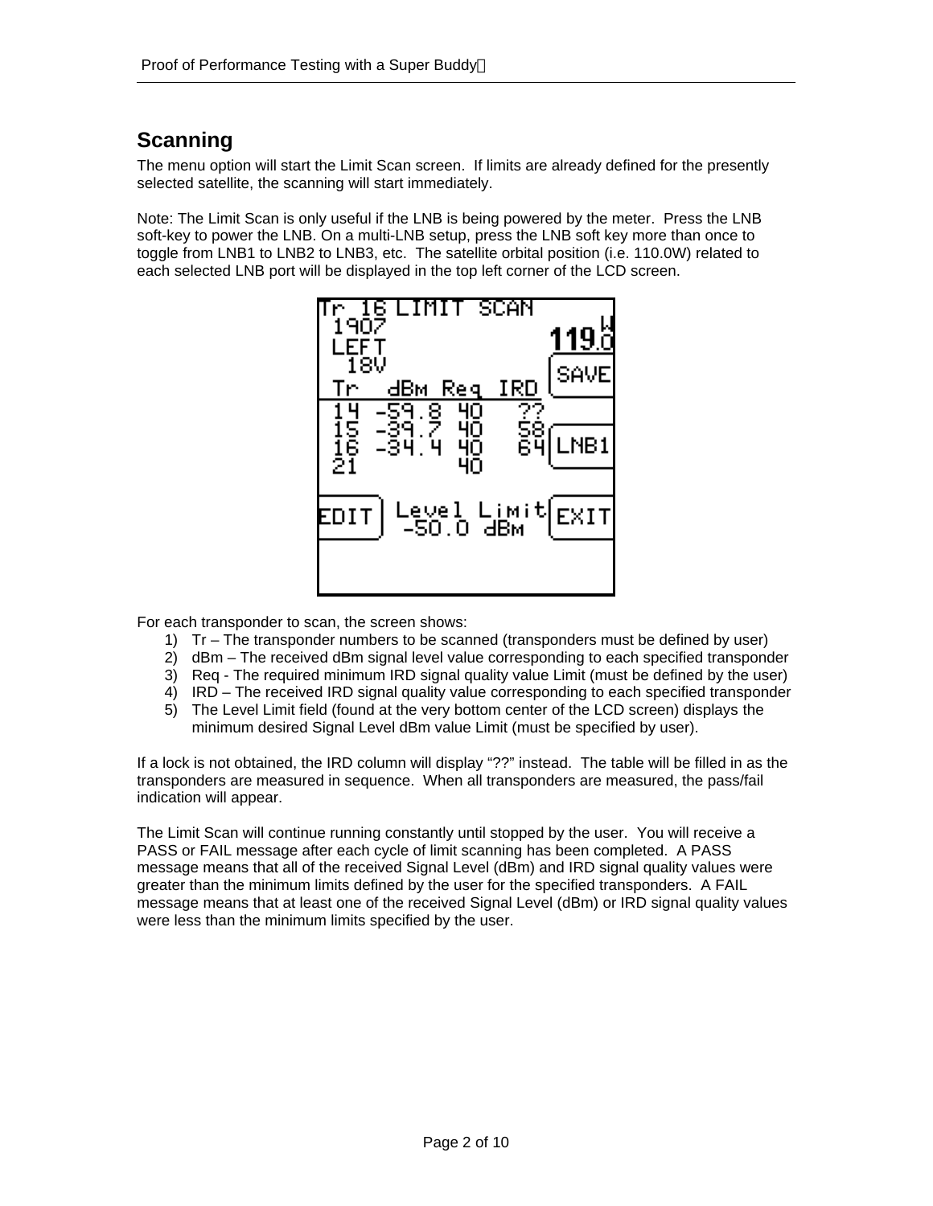## Scanning

The menu option will start the Limit Scan screen. If limits are already defined for the presently selected satellite, the scanning will start immediately.

Note: The Limit Scan is only useful if the LNB is being powered by the meter. Press the LNB soft-key to power the LNB. On a multi-LNB setup, press the LNB soft key more than once to toggle from LNB1 to LNB2 to LNB3, etc. The satellite orbital position (i.e. 110.0W) related to each selected LNB port will be displayed in the top left corner of the LCD screen.

For each transponder to scan, the screen shows:

1) Tr – The transponder numbers to be scanned (transponders must be defined by user)
2) dBm – The received dBm signal level value corresponding to each specified transponder
3) Req - The required minimum IRD signal quality value Limit (must be defined by the user)
4) IRD – The received IRD signal quality value corresponding to each specified transponder
5) The Level Limit field (found at the very bottom center of the LCD screen) displays the minimum desired Signal Level dBm value Limit (must be specified by user).

If a lock is not obtained, the IRD column will display "??" instead. The table will be filled in as the transponders are measured in sequence. When all transponders are measured, the pass/fail indication will appear.

The Limit Scan will continue running constantly until stopped by the user. You will receive a PASS or FAIL message after each cycle of limit scanning has been completed. A PASS message means that all of the received Signal Level (dBm) and IRD signal quality values were greater than the minimum limits defined by the user for the specified transponders. A FAIL message means that at least one of the received Signal Level (dBm) or IRD signal quality values were less than the minimum limits specified by the user.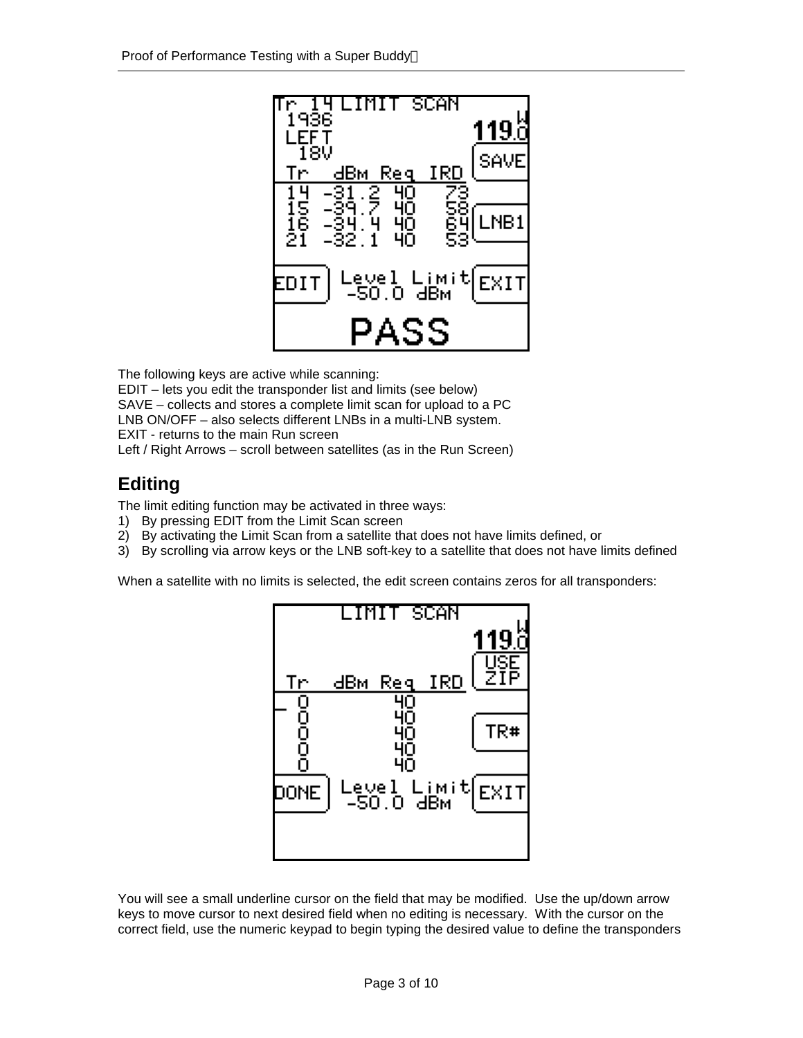The following keys are active while scanning:
EDIT – lets you edit the transponder list and limits (see below)
SAVE – collects and stores a complete limit scan for upload to a PC
LNB ON/OFF – also selects different LNBs in a multi-LNB system.
EXIT - returns to the main Run screen
Left / Right Arrows – scroll between satellites (as in the Run Screen)

## Editing

The limit editing function may be activated in three ways:

1) By pressing EDIT from the Limit Scan screen
2) By activating the Limit Scan from a satellite that does not have limits defined, or
3) By scrolling via arrow keys or the LNB soft-key to a satellite that does not have limits defined

When a satellite with no limits is selected, the edit screen contains zeros for all transponders:

You will see a small underline cursor on the field that may be modified. Use the up/down arrow keys to move cursor to next desired field when no editing is necessary. With the cursor on the correct field, use the numeric keypad to begin typing the desired value to define the transponders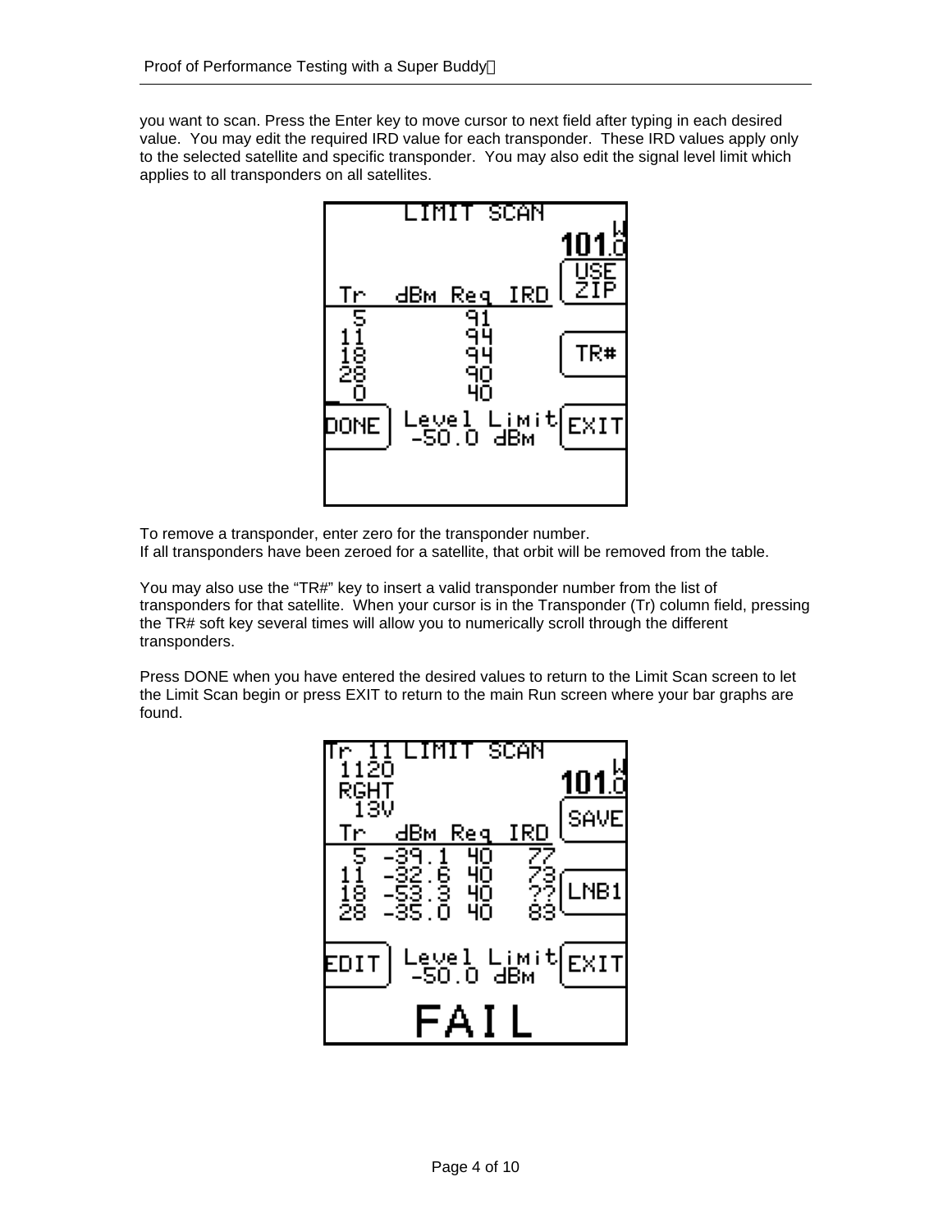you want to scan. Press the Enter key to move cursor to next field after typing in each desired value. You may edit the required IRD value for each transponder. These IRD values apply only to the selected satellite and specific transponder. You may also edit the signal level limit which applies to all transponders on all satellites.

To remove a transponder, enter zero for the transponder number.
If all transponders have been zeroed for a satellite, that orbit will be removed from the table.

You may also use the "TR#" key to insert a valid transponder number from the list of transponders for that satellite. When your cursor is in the Transponder (Tr) column field, pressing the TR# soft key several times will allow you to numerically scroll through the different transponders.

Press DONE when you have entered the desired values to return to the Limit Scan screen to let the Limit Scan begin or press EXIT to return to the main Run screen where your bar graphs are found.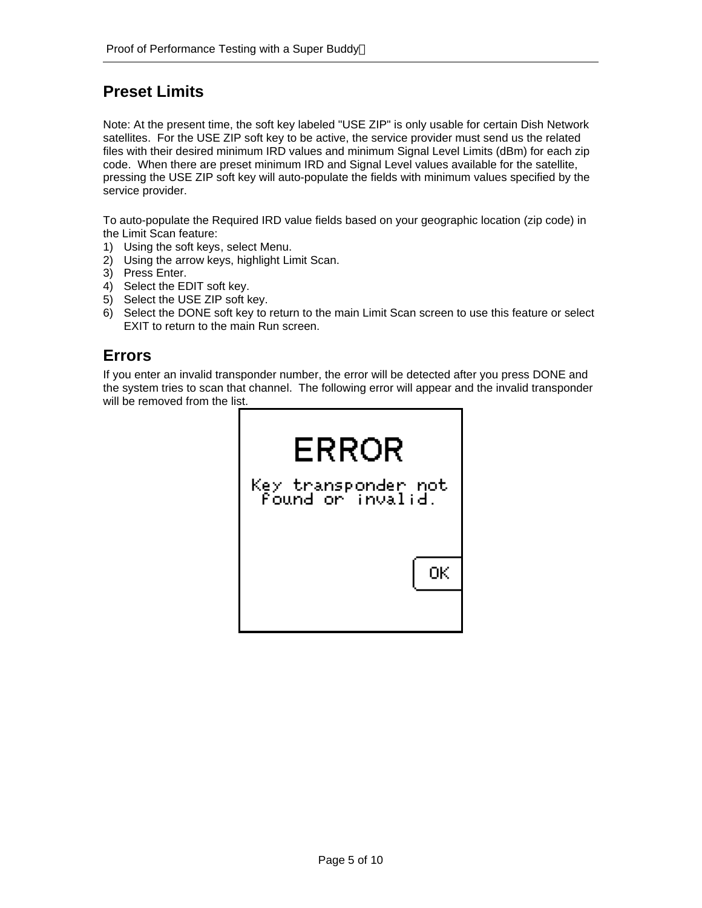## Preset Limits

Note: At the present time, the soft key labeled "USE ZIP" is only usable for certain Dish Network satellites. For the USE ZIP soft key to be active, the service provider must send us the related files with their desired minimum IRD values and minimum Signal Level Limits (dBm) for each zip code. When there are preset minimum IRD and Signal Level values available for the satellite, pressing the USE ZIP soft key will auto-populate the fields with minimum values specified by the service provider.

To auto-populate the Required IRD value fields based on your geographic location (zip code) in the Limit Scan feature:

1) Using the soft keys, select Menu.
2) Using the arrow keys, highlight Limit Scan.
3) Press Enter.
4) Select the EDIT soft key.
5) Select the USE ZIP soft key.
6) Select the DONE soft key to return to the main Limit Scan screen to use this feature or select EXIT to return to the main Run screen.

## Errors

If you enter an invalid transponder number, the error will be detected after you press DONE and the system tries to scan that channel. The following error will appear and the invalid transponder will be removed from the list.

ERROR

Key transponder not found or invalid.

OK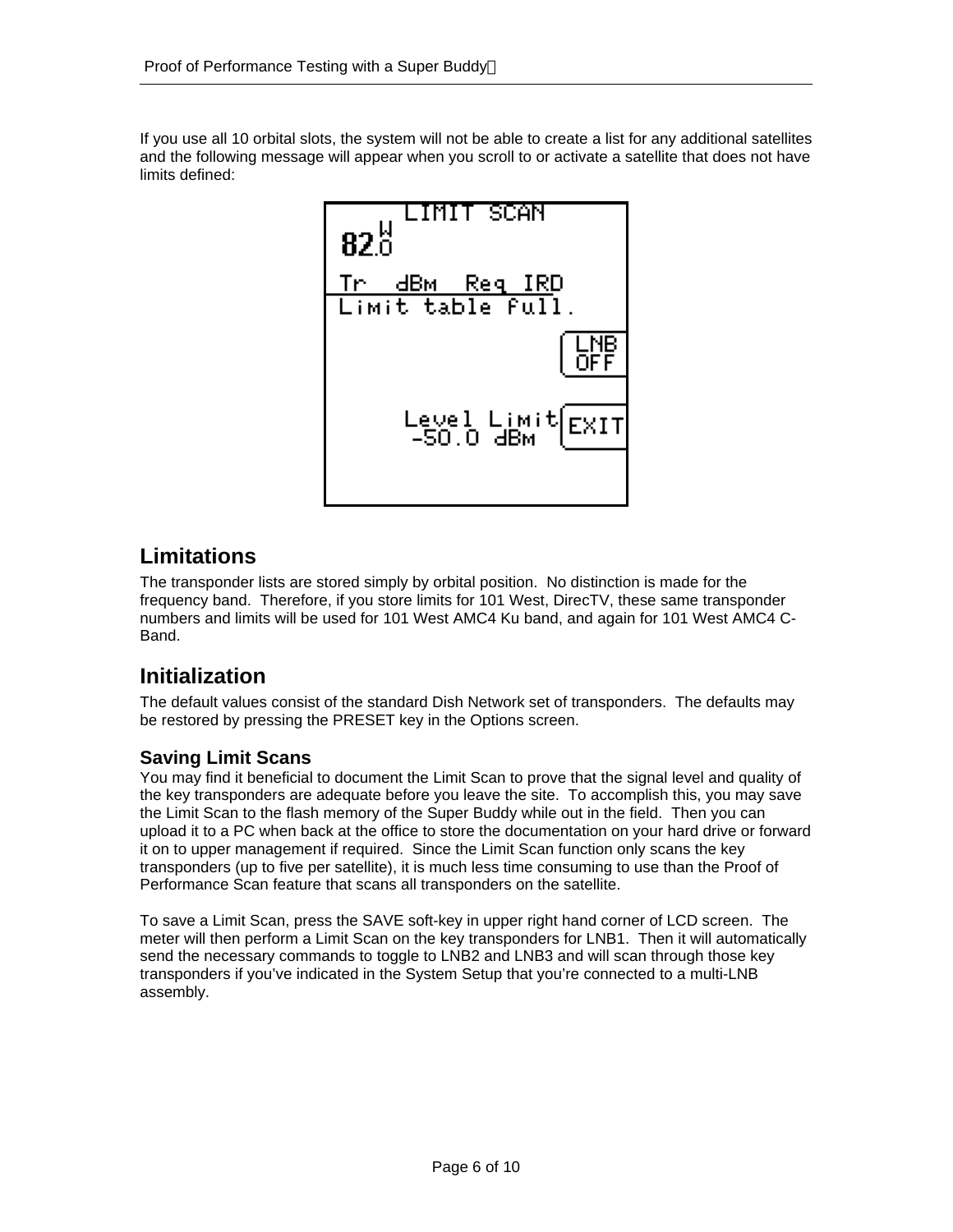If you use all 10 orbital slots, the system will not be able to create a list for any additional satellites and the following message will appear when you scroll to or activate a satellite that does not have limits defined:

## Limitations

The transponder lists are stored simply by orbital position. No distinction is made for the frequency band. Therefore, if you store limits for 101 West, DirecTV, these same transponder numbers and limits will be used for 101 West AMC4 Ku band, and again for 101 West AMC4 C-Band.

## Initialization

The default values consist of the standard Dish Network set of transponders. The defaults may be restored by pressing the PRESET key in the Options screen.

### Saving Limit Scans

You may find it beneficial to document the Limit Scan to prove that the signal level and quality of the key transponders are adequate before you leave the site. To accomplish this, you may save the Limit Scan to the flash memory of the Super Buddy while out in the field. Then you can upload it to a PC when back at the office to store the documentation on your hard drive or forward it on to upper management if required. Since the Limit Scan function only scans the key transponders (up to five per satellite), it is much less time consuming to use than the Proof of Performance Scan feature that scans all transponders on the satellite.

To save a Limit Scan, press the SAVE soft-key in upper right hand corner of LCD screen. The meter will then perform a Limit Scan on the key transponders for LNB1. Then it will automatically send the necessary commands to toggle to LNB2 and LNB3 and will scan through those key transponders if you've indicated in the System Setup that you're connected to a multi-LNB assembly.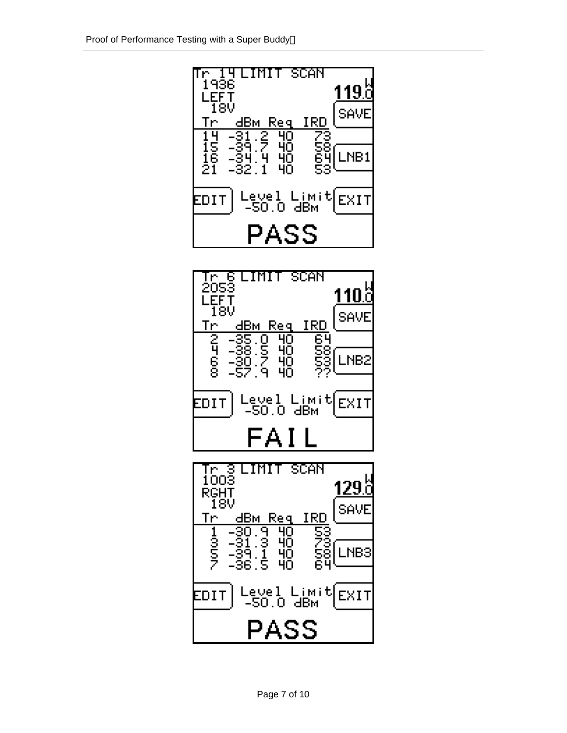Tr 14 LIMIT SCAN
1936
LEFT
18V

119.0

SAVE

| Tr | dBm | Req | IRD |
| --- | --- | --- | --- |
| 14 | -31.2 | 40 | 73 |
| 15 | -39.7 | 40 | 58 |
| 16 | -34.4 | 40 | 64 |
| 21 | -32.1 | 40 | 53 |

LNB1

EDIT Level Limit -50.0 dBm EXIT

PASS

Tr 6 LIMIT SCAN
2053
LEFT
18V

110.0

SAVE

| Tr | dBm | Req | IRD |
| --- | --- | --- | --- |
| 2 | -35.0 | 40 | 64 |
| 4 | -38.5 | 40 | 58 |
| 6 | -30.7 | 40 | 53 |
| 8 | -57.9 | 40 | ?? |

LNB2

EDIT Level Limit -50.0 dBm EXIT

FAIL

Tr 3 LIMIT SCAN
1003
RGHT
18V

129.0

SAVE

| Tr | dBm | Req | IRD |
| --- | --- | --- | --- |
| 1 | -30.9 | 40 | 53 |
| 3 | -31.3 | 40 | 73 |
| 5 | -39.1 | 40 | 58 |
| 7 | -36.5 | 40 | 64 |

LNB3

EDIT Level Limit -50.0 dBm EXIT

PASS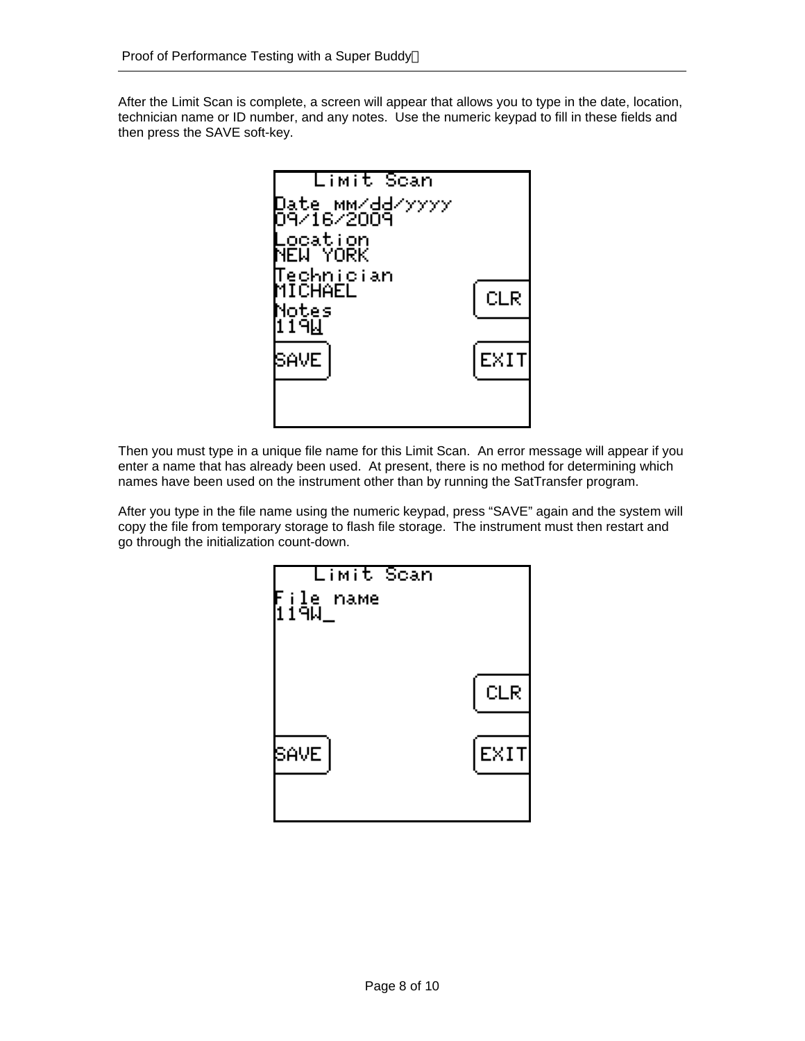After the Limit Scan is complete, a screen will appear that allows you to type in the date, location, technician name or ID number, and any notes. Use the numeric keypad to fill in these fields and then press the SAVE soft-key.

Then you must type in a unique file name for this Limit Scan. An error message will appear if you enter a name that has already been used. At present, there is no method for determining which names have been used on the instrument other than by running the SatTransfer program.

After you type in the file name using the numeric keypad, press "SAVE" again and the system will copy the file from temporary storage to flash file storage. The instrument must then restart and go through the initialization count-down.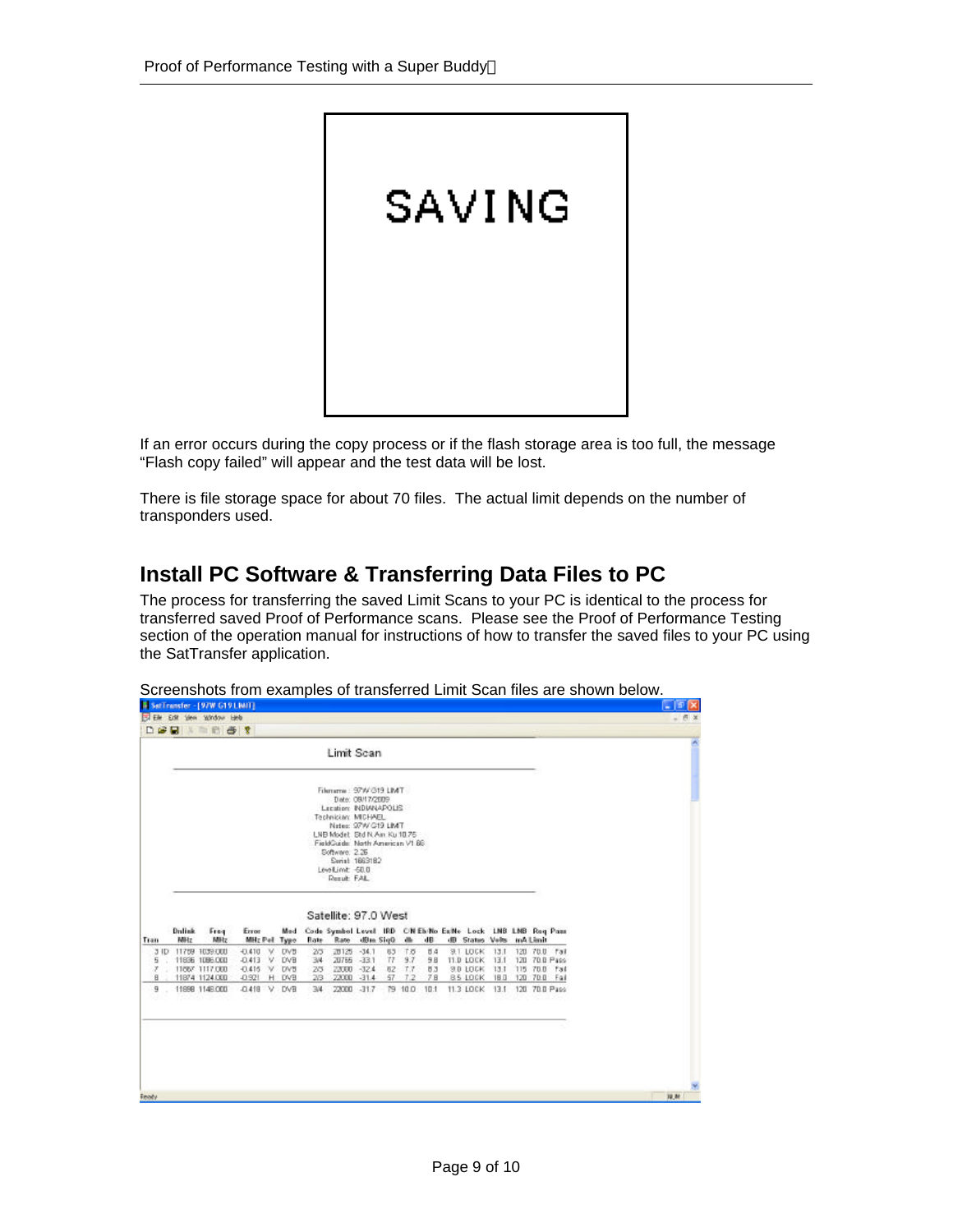SAVING

If an error occurs during the copy process or if the flash storage area is too full, the message "Flash copy failed" will appear and the test data will be lost.

There is file storage space for about 70 files. The actual limit depends on the number of transponders used.

## Install PC Software & Transferring Data Files to PC

The process for transferring the saved Limit Scans to your PC is identical to the process for transferred saved Proof of Performance scans. Please see the Proof of Performance Testing section of the operation manual for instructions of how to transfer the saved files to your PC using the SatTransfer application.

Screenshots from examples of transferred Limit Scan files are shown below.

SatTransfer - [97W G19 LIMIT]

Limit Scan

Filename: 97W G19 LIMIT
Date: 08/17/2009
Location: INDIANAPOLIS
Technician: MICHAEL
Notes: 97W G19 LIMIT
LNB Model: Std N Am Ku 10.75
FieldGuide: North American V1.86
Software: 2.26
Serial: 1663182
LevelLimit: -50.0
Result: FAIL

Satellite: 97.0 West

| Tran | Dnlink MHz | Freq MHz | Error MHz | Pol | Mod Type | Code Rate | Symbol Rate | Level dBm | IRD SigQ | C/N db | Eb/No dB | Es/No dB | Lock Status | LNB Volts | LNB mA | Req Limit | Pass |
|---|---|---|---|---|---|---|---|---|---|---|---|---|---|---|---|---|---|
| 3 ID | 11759 | 1039.000 | -0.410 | V | DVB | 2/3 | 28125 | -34.1 | 83 | 7.8 | 8.4 | 9.1 | LOCK | 13.1 | 120 | 70.0 | Fail |
| 5 | 11836 | 1086.000 | -0.413 | V | DVB | 3/4 | 20765 | -33.1 | 77 | 9.7 | 9.8 | 11.0 | LOCK | 13.1 | 120 | 70.0 | Pass |
| 7 | 11867 | 1117.000 | -0.416 | V | DVB | 2/3 | 22000 | -32.4 | 82 | 7.7 | 8.3 | 9.0 | LOCK | 13.1 | 115 | 70.0 | Fail |
| 8 | 11874 | 1124.000 | -0.921 | H | DVB | 2/3 | 22000 | -31.4 | 57 | 7.2 | 7.8 | 8.5 | LOCK | 18.0 | 120 | 70.0 | Fail |
| 9 | 11898 | 1148.000 | -0.418 | V | DVB | 3/4 | 22000 | -31.7 | 79 | 10.0 | 10.1 | 11.3 | LOCK | 13.1 | 120 | 70.0 | Pass |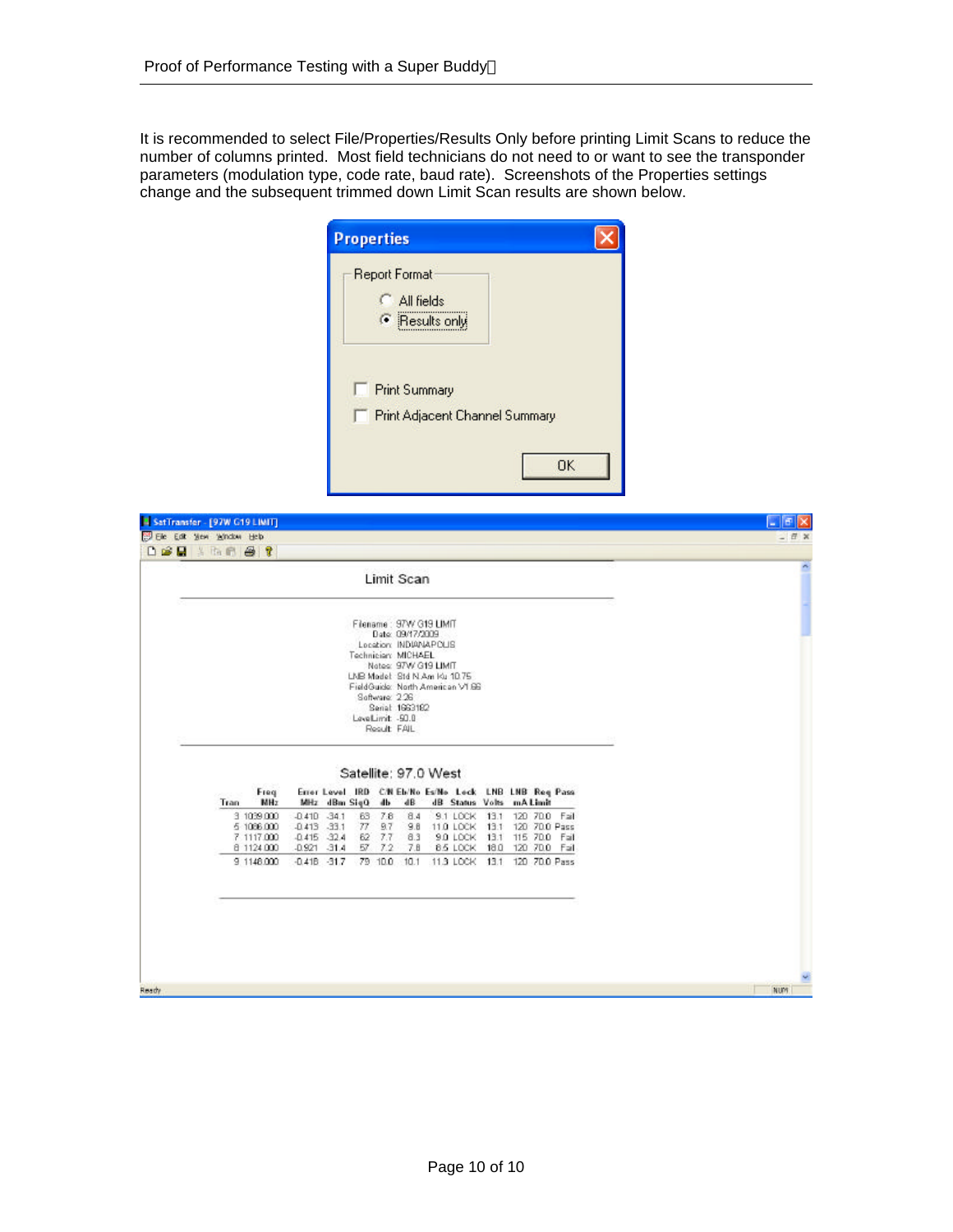It is recommended to select File/Properties/Results Only before printing Limit Scans to reduce the number of columns printed. Most field technicians do not need to or want to see the transponder parameters (modulation type, code rate, baud rate). Screenshots of the Properties settings change and the subsequent trimmed down Limit Scan results are shown below.

**Properties**

Report Format
- All fields
- Results only

Print Summary

Print Adjacent Channel Summary

OK

SatTransfer - [97W G19 LIMIT]

File Edit View Window Help

Limit Scan

Filename: 97W G19 LIMIT
Date: 09/17/2009
Location: INDIANAPOLIS
Technician: MICHAEL
Notes: 97W G19 LIMIT
LNB Model: Std N Am Ku 10.75
FieldGuide: North American V1.66
Software: 2.26
Serial: 1663182
LevelLimit: -50.0
Result: FAIL

Satellite: 97.0 West

| Tran | Freq MHz | Error MHz | Level dBm | IRD SigQ | C/N db | Eb/No dB | Es/No dB | Lock Status | LNB Volts | LNB mA | Req Limit | Pass |
|---|---|---|---|---|---|---|---|---|---|---|---|---|
| 3 | 1039.000 | -0.410 | -34.1 | 63 | 7.6 | 8.4 | 9.1 | LOCK | 13.1 | 120 | 7.0 | Fail |
| 5 | 1086.000 | -0.413 | -33.1 | 77 | 9.7 | 9.8 | 11.0 | LOCK | 13.1 | 120 | 7.0 | Pass |
| 7 | 1117.000 | -0.415 | -32.4 | 62 | 7.7 | 8.3 | 9.0 | LOCK | 13.1 | 115 | 7.0 | Fail |
| 8 | 1124.000 | -0.921 | -31.4 | 57 | 7.2 | 7.8 | 8.5 | LOCK | 18.0 | 120 | 7.0 | Fail |
| 9 | 1148.000 | -0.418 | -31.7 | 79 | 10.0 | 10.1 | 11.3 | LOCK | 13.1 | 120 | 7.0 | Pass |

Ready